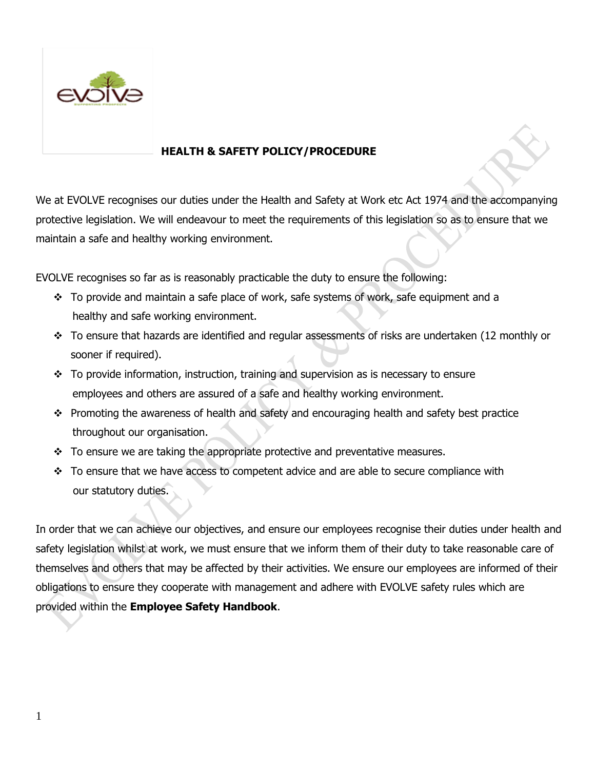# HEALTH & SAFETY POLICY/PROCEDURE

We at EVOLVE recognises our duties under the Health and Safety at Work etc Act 1974 and the accompanying protective legislation. We will endeavour to meet the requirements of this legislation so as to ensure that we maintain a safe and healthy working environment.

EVOLVE recognises so far as is reasonably practicable the duty to ensure the following:

- To provide and maintain a safe place of work, safe systems of work, safe equipment and a healthy and safe working environment.
- To ensure that hazards are identified and regular assessments of risks are undertaken (12 monthly or sooner if required).
- To provide information, instruction, training and supervision as is necessary to ensure employees and others are assured of a safe and healthy working environment.
- Promoting the awareness of health and safety and encouraging health and safety best practice throughout our organisation.
- To ensure we are taking the appropriate protective and preventative measures.
- To ensure that we have access to competent advice and are able to secure compliance with our statutory duties.

In order that we can achieve our objectives, and ensure our employees recognise their duties under health and safety legislation whilst at work, we must ensure that we inform them of their duty to take reasonable care of themselves and others that may be affected by their activities. We ensure our employees are informed of their obligations to ensure they cooperate with management and adhere with EVOLVE safety rules which are provided within the **Employee Safety Handbook**.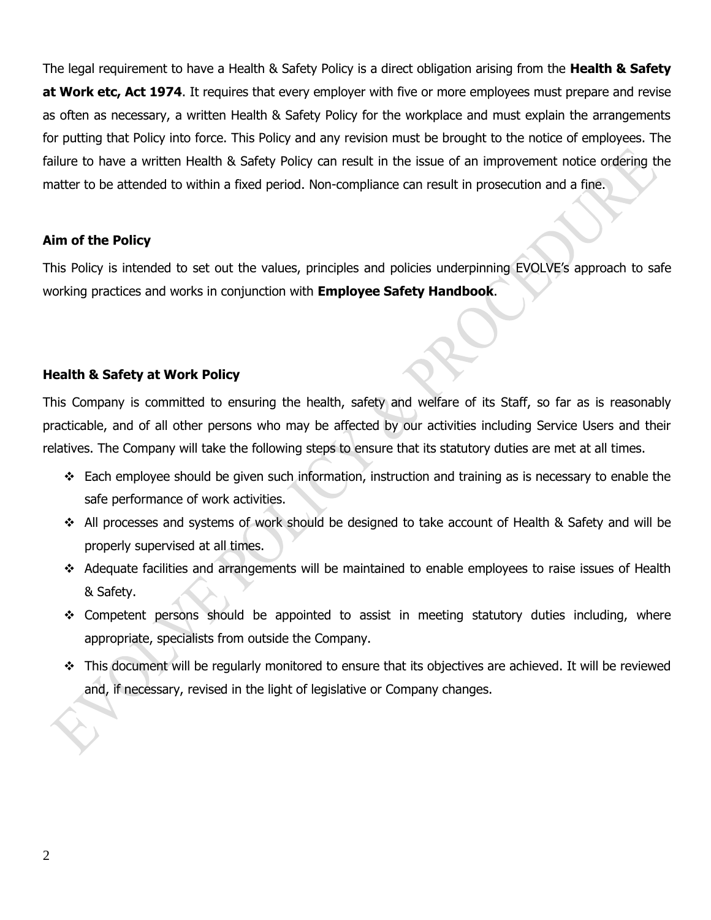The legal requirement to have a Health & Safety Policy is a direct obligation arising from the **Health & Safety at Work etc, Act 1974**. It requires that every employer with five or more employees must prepare and revise as often as necessary, a written Health & Safety Policy for the workplace and must explain the arrangements for putting that Policy into force. This Policy and any revision must be brought to the notice of employees. The failure to have a written Health & Safety Policy can result in the issue of an improvement notice ordering the matter to be attended to within a fixed period. Non-compliance can result in prosecution and a fine.

**Aim of the Policy**

This Policy is intended to set out the values, principles and policies underpinning EVOLVE's approach to safe working practices and works in conjunction with **Employee Safety Handbook**.

**Health & Safety at Work Policy**

This Company is committed to ensuring the health, safety and welfare of its Staff, so far as is reasonably practicable, and of all other persons who may be affected by our activities including Service Users and their relatives. The Company will take the following steps to ensure that its statutory duties are met at all times.

- Each employee should be given such information, instruction and training as is necessary to enable the safe performance of work activities.
- All processes and systems of work should be designed to take account of Health & Safety and will be properly supervised at all times.
- Adequate facilities and arrangements will be maintained to enable employees to raise issues of Health & Safety.
- Competent persons should be appointed to assist in meeting statutory duties including, where appropriate, specialists from outside the Company.
- This document will be regularly monitored to ensure that its objectives are achieved. It will be reviewed and, if necessary, revised in the light of legislative or Company changes.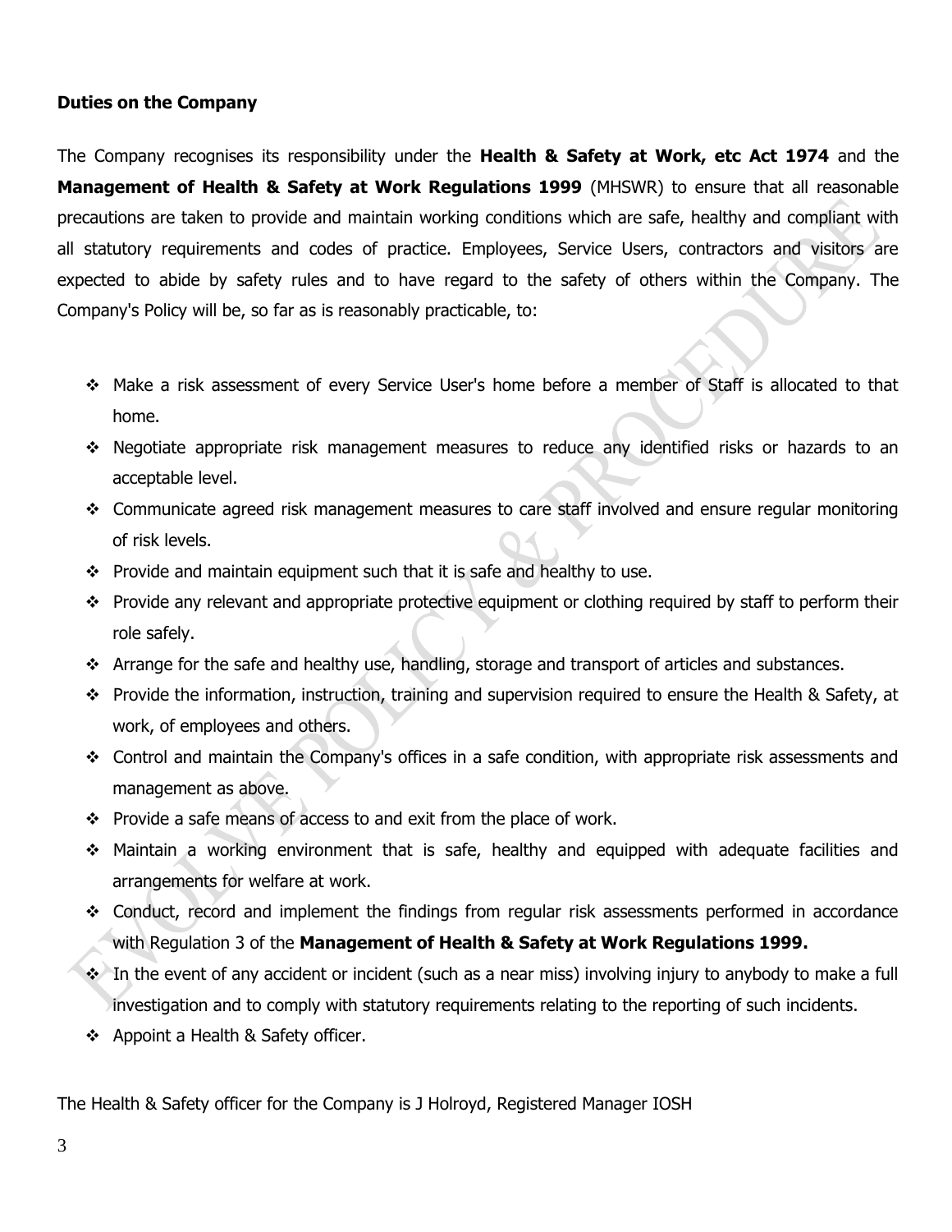**Duties on the Company**

The Company recognises its responsibility under the **Health & Safety at Work, etc Act 1974** and the **Management of Health & Safety at Work Regulations 1999** (MHSWR) to ensure that all reasonable precautions are taken to provide and maintain working conditions which are safe, healthy and compliant with all statutory requirements and codes of practice. Employees, Service Users, contractors and visitors are expected to abide by safety rules and to have regard to the safety of others within the Company. The Company's Policy will be, so far as is reasonably practicable, to:

- Make a risk assessment of every Service User's home before a member of Staff is allocated to that home.
- Negotiate appropriate risk management measures to reduce any identified risks or hazards to an acceptable level.
- Communicate agreed risk management measures to care staff involved and ensure regular monitoring of risk levels.
- Provide and maintain equipment such that it is safe and healthy to use.
- Provide any relevant and appropriate protective equipment or clothing required by staff to perform their role safely.
- Arrange for the safe and healthy use, handling, storage and transport of articles and substances.
- Provide the information, instruction, training and supervision required to ensure the Health & Safety, at work, of employees and others.
- Control and maintain the Company's offices in a safe condition, with appropriate risk assessments and management as above.
- Provide a safe means of access to and exit from the place of work.
- Maintain a working environment that is safe, healthy and equipped with adequate facilities and arrangements for welfare at work.
- Conduct, record and implement the findings from regular risk assessments performed in accordance with Regulation 3 of the **Management of Health & Safety at Work Regulations 1999.**
- In the event of any accident or incident (such as a near miss) involving injury to anybody to make a full investigation and to comply with statutory requirements relating to the reporting of such incidents.
- Appoint a Health & Safety officer.

The Health & Safety officer for the Company is J Holroyd, Registered Manager IOSH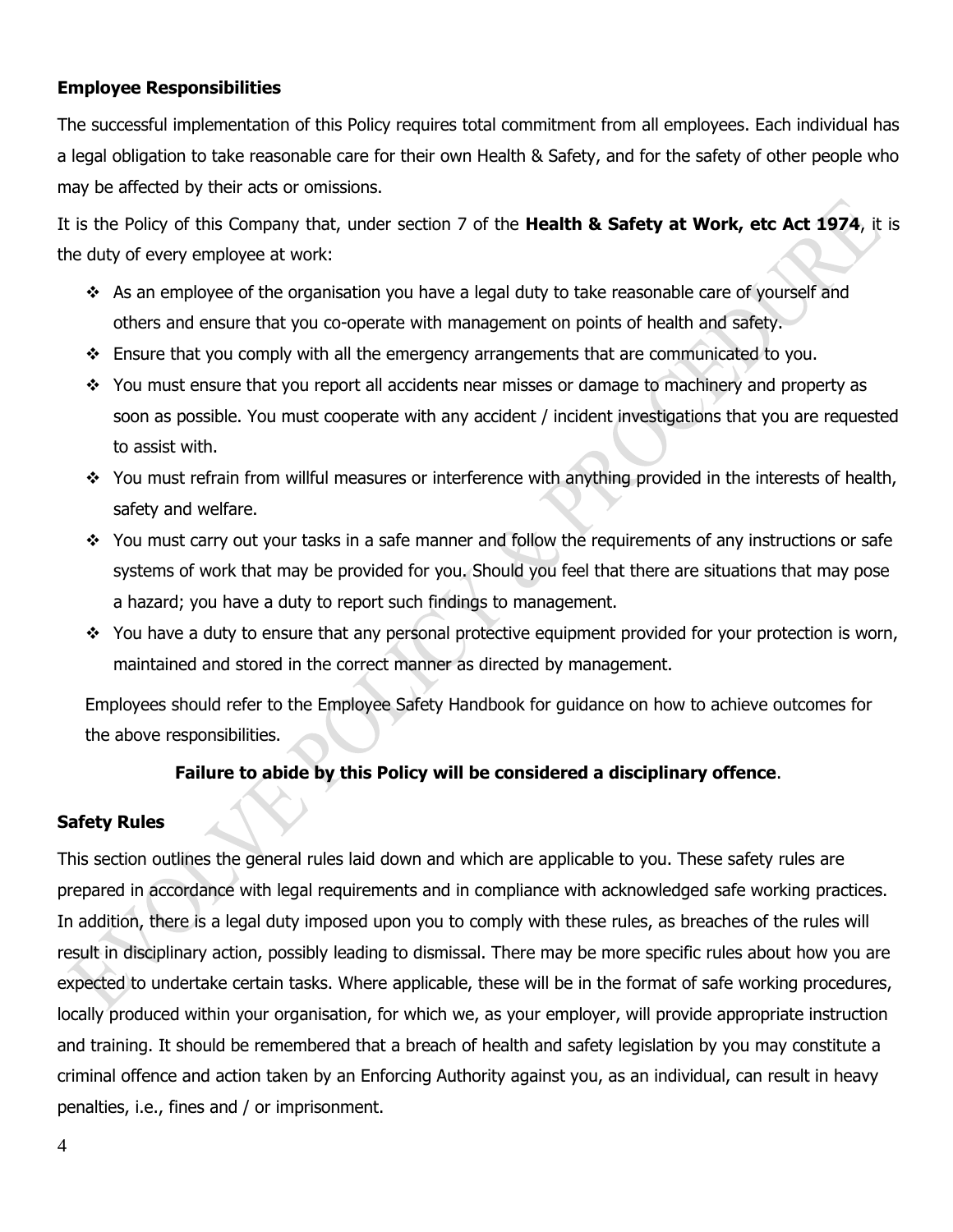### Employee Responsibilities

The successful implementation of this Policy requires total commitment from all employees. Each individual has a legal obligation to take reasonable care for their own Health & Safety, and for the safety of other people who may be affected by their acts or omissions.

It is the Policy of this Company that, under section 7 of the **Health & Safety at Work, etc Act 1974**, it is the duty of every employee at work:

- As an employee of the organisation you have a legal duty to take reasonable care of yourself and others and ensure that you co-operate with management on points of health and safety.
- Ensure that you comply with all the emergency arrangements that are communicated to you.
- You must ensure that you report all accidents near misses or damage to machinery and property as soon as possible. You must cooperate with any accident / incident investigations that you are requested to assist with.
- You must refrain from willful measures or interference with anything provided in the interests of health, safety and welfare.
- You must carry out your tasks in a safe manner and follow the requirements of any instructions or safe systems of work that may be provided for you. Should you feel that there are situations that may pose a hazard; you have a duty to report such findings to management.
- You have a duty to ensure that any personal protective equipment provided for your protection is worn, maintained and stored in the correct manner as directed by management.

Employees should refer to the Employee Safety Handbook for guidance on how to achieve outcomes for the above responsibilities.

**Failure to abide by this Policy will be considered a disciplinary offence**.

### Safety Rules

This section outlines the general rules laid down and which are applicable to you. These safety rules are prepared in accordance with legal requirements and in compliance with acknowledged safe working practices. In addition, there is a legal duty imposed upon you to comply with these rules, as breaches of the rules will result in disciplinary action, possibly leading to dismissal. There may be more specific rules about how you are expected to undertake certain tasks. Where applicable, these will be in the format of safe working procedures, locally produced within your organisation, for which we, as your employer, will provide appropriate instruction and training. It should be remembered that a breach of health and safety legislation by you may constitute a criminal offence and action taken by an Enforcing Authority against you, as an individual, can result in heavy penalties, i.e., fines and / or imprisonment.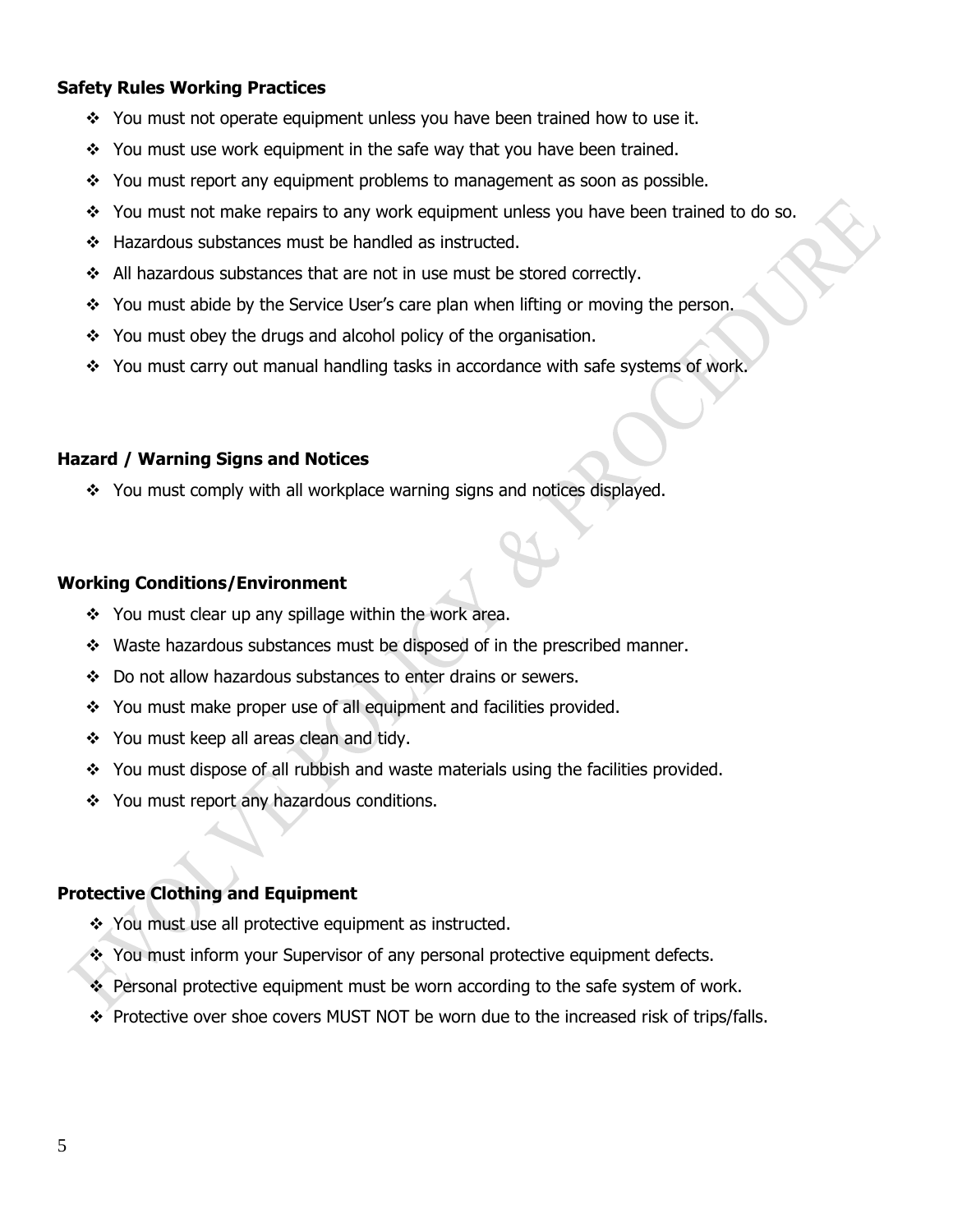**Safety Rules Working Practices**

- You must not operate equipment unless you have been trained how to use it.
- You must use work equipment in the safe way that you have been trained.
- You must report any equipment problems to management as soon as possible.
- You must not make repairs to any work equipment unless you have been trained to do so.
- Hazardous substances must be handled as instructed.
- All hazardous substances that are not in use must be stored correctly.
- You must abide by the Service User's care plan when lifting or moving the person.
- You must obey the drugs and alcohol policy of the organisation.
- You must carry out manual handling tasks in accordance with safe systems of work.

**Hazard / Warning Signs and Notices**

- You must comply with all workplace warning signs and notices displayed.

**Working Conditions/Environment**

- You must clear up any spillage within the work area.
- Waste hazardous substances must be disposed of in the prescribed manner.
- Do not allow hazardous substances to enter drains or sewers.
- You must make proper use of all equipment and facilities provided.
- You must keep all areas clean and tidy.
- You must dispose of all rubbish and waste materials using the facilities provided.
- You must report any hazardous conditions.

**Protective Clothing and Equipment**

- You must use all protective equipment as instructed.
- You must inform your Supervisor of any personal protective equipment defects.
- Personal protective equipment must be worn according to the safe system of work.
- Protective over shoe covers MUST NOT be worn due to the increased risk of trips/falls.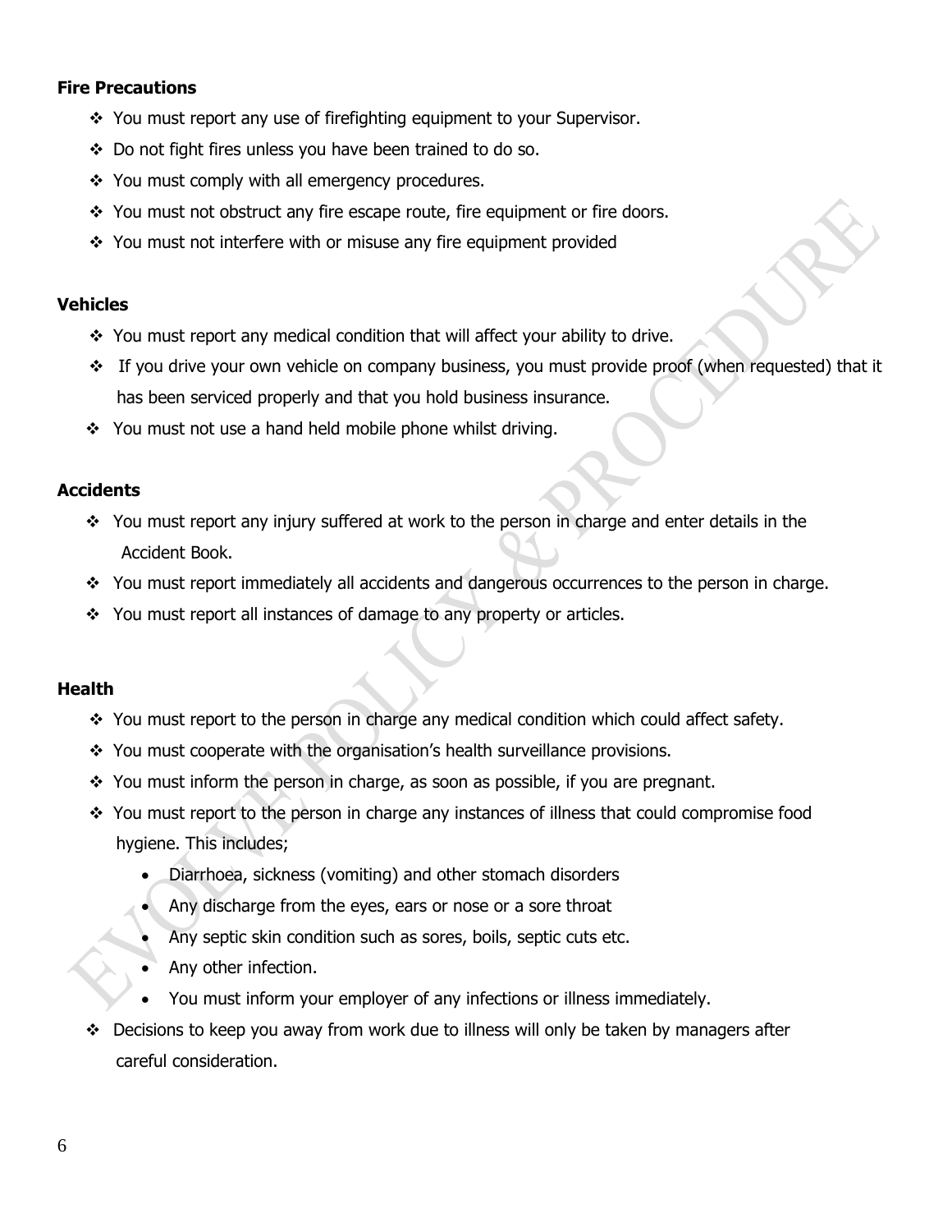**Fire Precautions**

- You must report any use of firefighting equipment to your Supervisor.
- Do not fight fires unless you have been trained to do so.
- You must comply with all emergency procedures.
- You must not obstruct any fire escape route, fire equipment or fire doors.
- You must not interfere with or misuse any fire equipment provided

**Vehicles**

- You must report any medical condition that will affect your ability to drive.
- If you drive your own vehicle on company business, you must provide proof (when requested) that it has been serviced properly and that you hold business insurance.
- You must not use a hand held mobile phone whilst driving.

**Accidents**

- You must report any injury suffered at work to the person in charge and enter details in the Accident Book.
- You must report immediately all accidents and dangerous occurrences to the person in charge.
- You must report all instances of damage to any property or articles.

**Health**

- You must report to the person in charge any medical condition which could affect safety.
- You must cooperate with the organisation's health surveillance provisions.
- You must inform the person in charge, as soon as possible, if you are pregnant.
- You must report to the person in charge any instances of illness that could compromise food hygiene. This includes;
  - Diarrhoea, sickness (vomiting) and other stomach disorders
  - Any discharge from the eyes, ears or nose or a sore throat
  - Any septic skin condition such as sores, boils, septic cuts etc.
  - Any other infection.
  - You must inform your employer of any infections or illness immediately.
- Decisions to keep you away from work due to illness will only be taken by managers after careful consideration.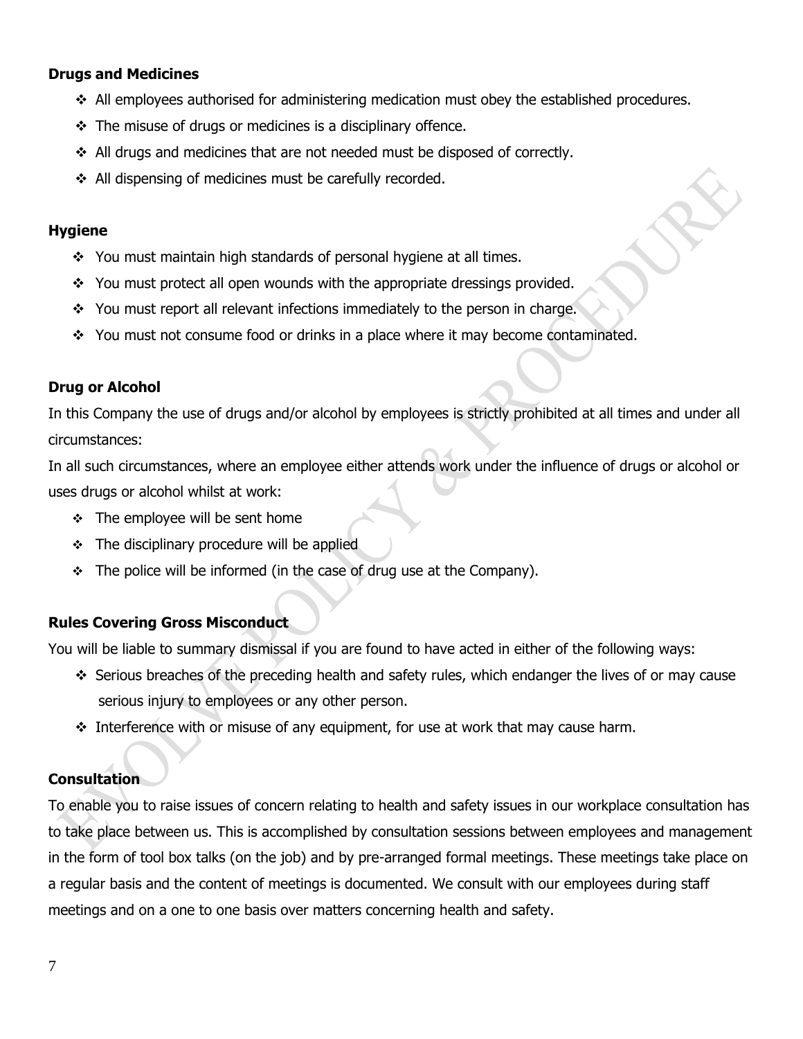**Drugs and Medicines**

- All employees authorised for administering medication must obey the established procedures.
- The misuse of drugs or medicines is a disciplinary offence.
- All drugs and medicines that are not needed must be disposed of correctly.
- All dispensing of medicines must be carefully recorded.

**Hygiene**

- You must maintain high standards of personal hygiene at all times.
- You must protect all open wounds with the appropriate dressings provided.
- You must report all relevant infections immediately to the person in charge.
- You must not consume food or drinks in a place where it may become contaminated.

**Drug or Alcohol**

In this Company the use of drugs and/or alcohol by employees is strictly prohibited at all times and under all circumstances:

In all such circumstances, where an employee either attends work under the influence of drugs or alcohol or uses drugs or alcohol whilst at work:

- The employee will be sent home
- The disciplinary procedure will be applied
- The police will be informed (in the case of drug use at the Company).

**Rules Covering Gross Misconduct**

You will be liable to summary dismissal if you are found to have acted in either of the following ways:

- Serious breaches of the preceding health and safety rules, which endanger the lives of or may cause serious injury to employees or any other person.
- Interference with or misuse of any equipment, for use at work that may cause harm.

**Consultation**

To enable you to raise issues of concern relating to health and safety issues in our workplace consultation has to take place between us. This is accomplished by consultation sessions between employees and management in the form of tool box talks (on the job) and by pre-arranged formal meetings. These meetings take place on a regular basis and the content of meetings is documented. We consult with our employees during staff meetings and on a one to one basis over matters concerning health and safety.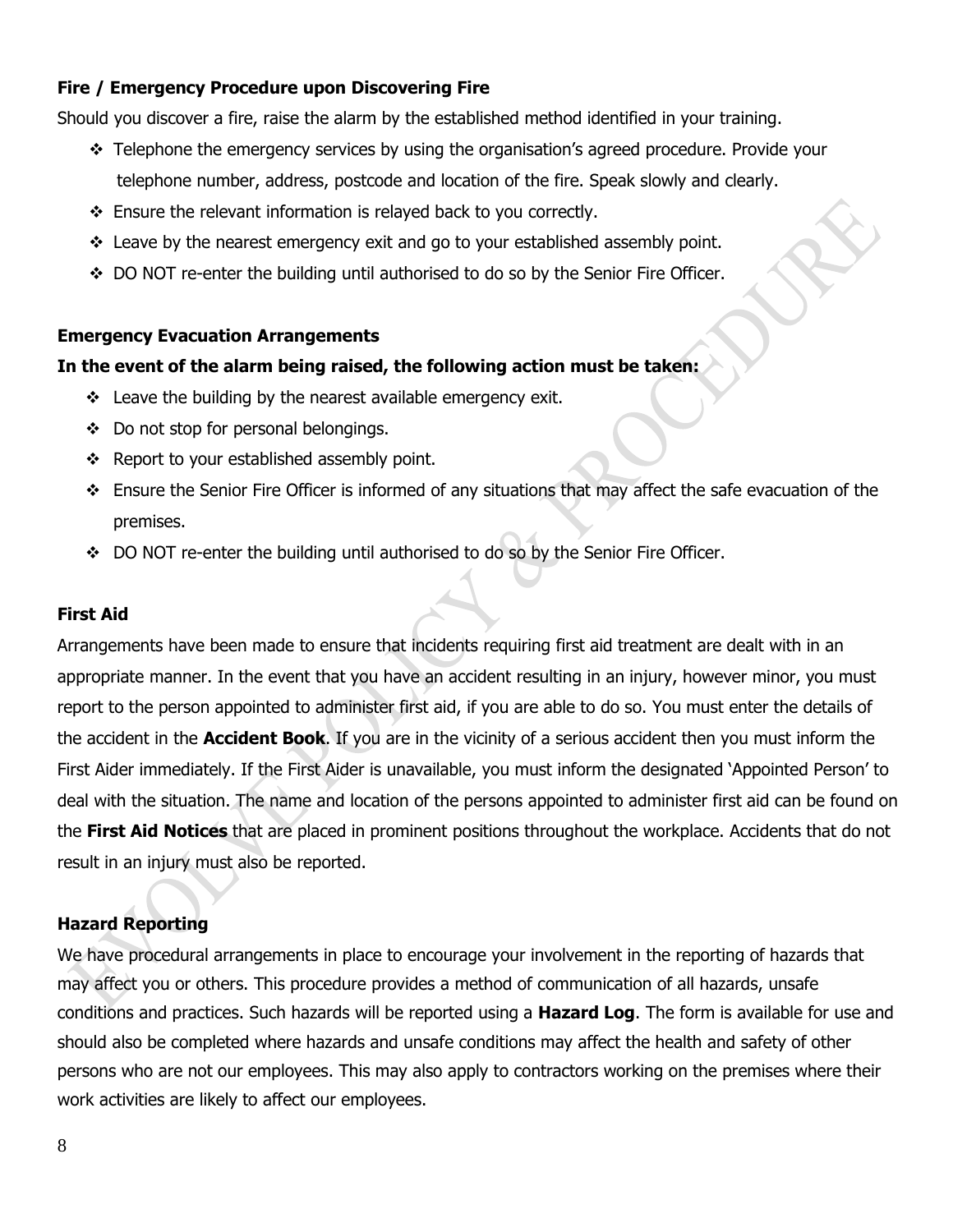**Fire / Emergency Procedure upon Discovering Fire**

Should you discover a fire, raise the alarm by the established method identified in your training.

- Telephone the emergency services by using the organisation's agreed procedure. Provide your telephone number, address, postcode and location of the fire. Speak slowly and clearly.
- Ensure the relevant information is relayed back to you correctly.
- Leave by the nearest emergency exit and go to your established assembly point.
- DO NOT re-enter the building until authorised to do so by the Senior Fire Officer.

**Emergency Evacuation Arrangements**

**In the event of the alarm being raised, the following action must be taken:**

- Leave the building by the nearest available emergency exit.
- Do not stop for personal belongings.
- Report to your established assembly point.
- Ensure the Senior Fire Officer is informed of any situations that may affect the safe evacuation of the premises.
- DO NOT re-enter the building until authorised to do so by the Senior Fire Officer.

**First Aid**

Arrangements have been made to ensure that incidents requiring first aid treatment are dealt with in an appropriate manner. In the event that you have an accident resulting in an injury, however minor, you must report to the person appointed to administer first aid, if you are able to do so. You must enter the details of the accident in the **Accident Book**. If you are in the vicinity of a serious accident then you must inform the First Aider immediately. If the First Aider is unavailable, you must inform the designated 'Appointed Person' to deal with the situation. The name and location of the persons appointed to administer first aid can be found on the **First Aid Notices** that are placed in prominent positions throughout the workplace. Accidents that do not result in an injury must also be reported.

**Hazard Reporting**

We have procedural arrangements in place to encourage your involvement in the reporting of hazards that may affect you or others. This procedure provides a method of communication of all hazards, unsafe conditions and practices. Such hazards will be reported using a **Hazard Log**. The form is available for use and should also be completed where hazards and unsafe conditions may affect the health and safety of other persons who are not our employees. This may also apply to contractors working on the premises where their work activities are likely to affect our employees.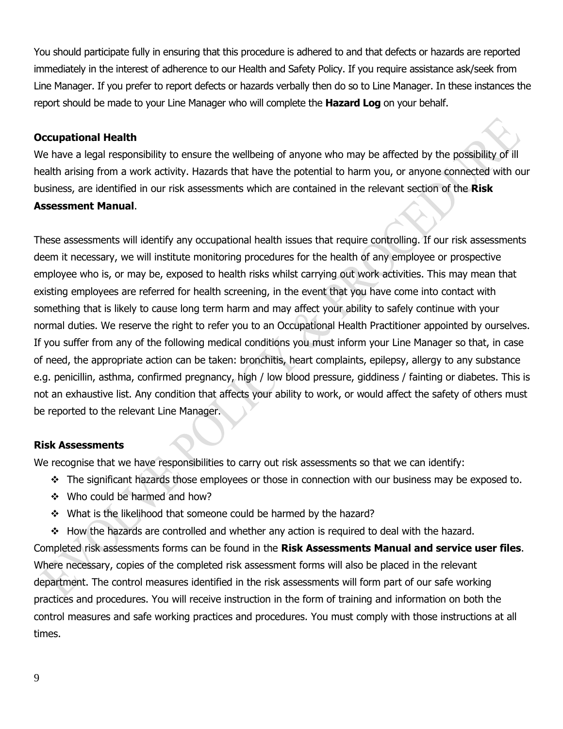You should participate fully in ensuring that this procedure is adhered to and that defects or hazards are reported immediately in the interest of adherence to our Health and Safety Policy. If you require assistance ask/seek from Line Manager. If you prefer to report defects or hazards verbally then do so to Line Manager. In these instances the report should be made to your Line Manager who will complete the **Hazard Log** on your behalf.

**Occupational Health**

We have a legal responsibility to ensure the wellbeing of anyone who may be affected by the possibility of ill health arising from a work activity. Hazards that have the potential to harm you, or anyone connected with our business, are identified in our risk assessments which are contained in the relevant section of the **Risk Assessment Manual**.

These assessments will identify any occupational health issues that require controlling. If our risk assessments deem it necessary, we will institute monitoring procedures for the health of any employee or prospective employee who is, or may be, exposed to health risks whilst carrying out work activities. This may mean that existing employees are referred for health screening, in the event that you have come into contact with something that is likely to cause long term harm and may affect your ability to safely continue with your normal duties. We reserve the right to refer you to an Occupational Health Practitioner appointed by ourselves. If you suffer from any of the following medical conditions you must inform your Line Manager so that, in case of need, the appropriate action can be taken: bronchitis, heart complaints, epilepsy, allergy to any substance e.g. penicillin, asthma, confirmed pregnancy, high / low blood pressure, giddiness / fainting or diabetes. This is not an exhaustive list. Any condition that affects your ability to work, or would affect the safety of others must be reported to the relevant Line Manager.

**Risk Assessments**

We recognise that we have responsibilities to carry out risk assessments so that we can identify:

- The significant hazards those employees or those in connection with our business may be exposed to.
- Who could be harmed and how?
- What is the likelihood that someone could be harmed by the hazard?
- How the hazards are controlled and whether any action is required to deal with the hazard.

Completed risk assessments forms can be found in the **Risk Assessments Manual and service user files**. Where necessary, copies of the completed risk assessment forms will also be placed in the relevant department. The control measures identified in the risk assessments will form part of our safe working practices and procedures. You will receive instruction in the form of training and information on both the control measures and safe working practices and procedures. You must comply with those instructions at all times.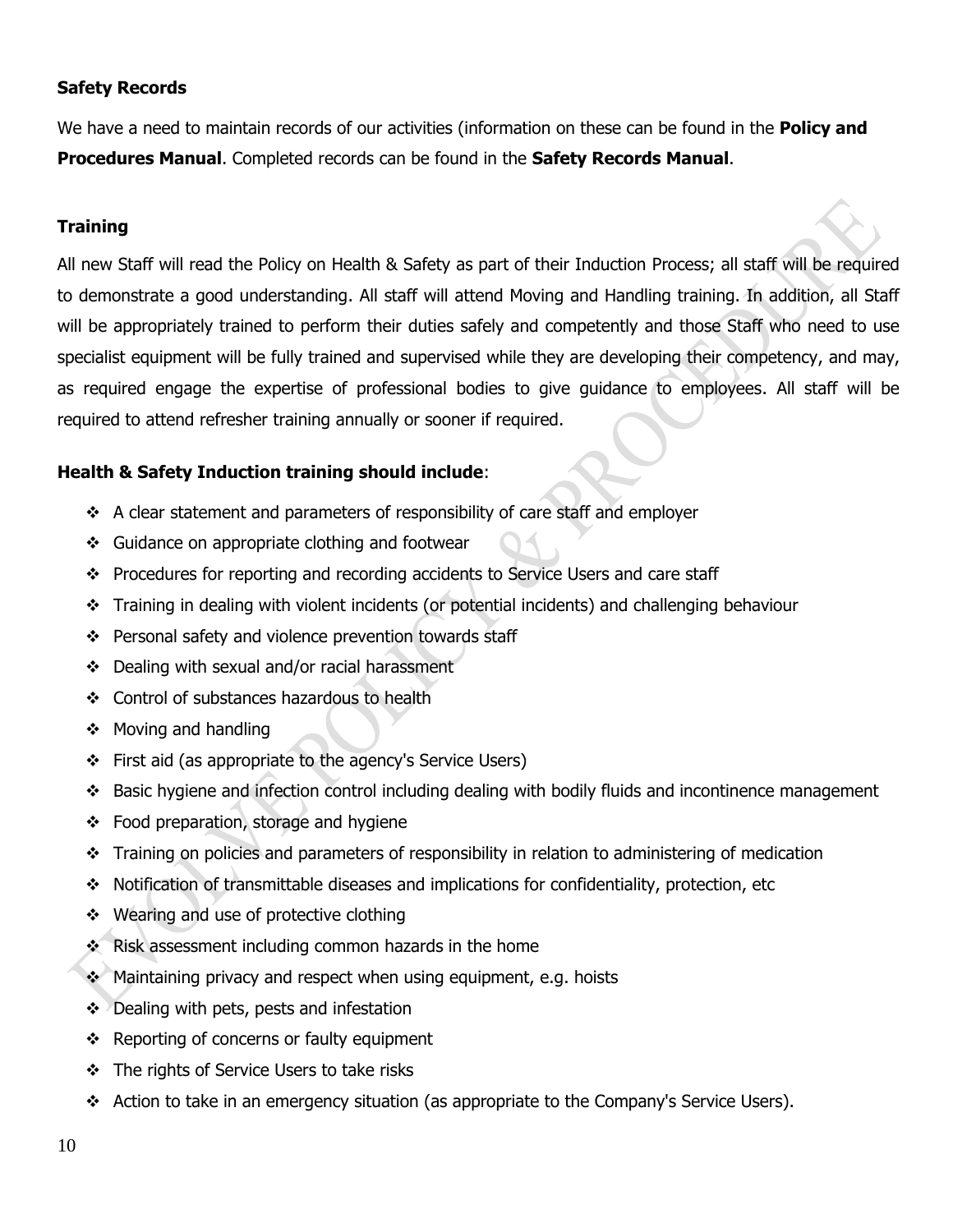**Safety Records**

We have a need to maintain records of our activities (information on these can be found in the **Policy and Procedures Manual**. Completed records can be found in the **Safety Records Manual**.

**Training**

All new Staff will read the Policy on Health & Safety as part of their Induction Process; all staff will be required to demonstrate a good understanding. All staff will attend Moving and Handling training. In addition, all Staff will be appropriately trained to perform their duties safely and competently and those Staff who need to use specialist equipment will be fully trained and supervised while they are developing their competency, and may, as required engage the expertise of professional bodies to give guidance to employees. All staff will be required to attend refresher training annually or sooner if required.

**Health & Safety Induction training should include**:

- A clear statement and parameters of responsibility of care staff and employer
- Guidance on appropriate clothing and footwear
- Procedures for reporting and recording accidents to Service Users and care staff
- Training in dealing with violent incidents (or potential incidents) and challenging behaviour
- Personal safety and violence prevention towards staff
- Dealing with sexual and/or racial harassment
- Control of substances hazardous to health
- Moving and handling
- First aid (as appropriate to the agency's Service Users)
- Basic hygiene and infection control including dealing with bodily fluids and incontinence management
- Food preparation, storage and hygiene
- Training on policies and parameters of responsibility in relation to administering of medication
- Notification of transmittable diseases and implications for confidentiality, protection, etc
- Wearing and use of protective clothing
- Risk assessment including common hazards in the home
- Maintaining privacy and respect when using equipment, e.g. hoists
- Dealing with pets, pests and infestation
- Reporting of concerns or faulty equipment
- The rights of Service Users to take risks
- Action to take in an emergency situation (as appropriate to the Company's Service Users).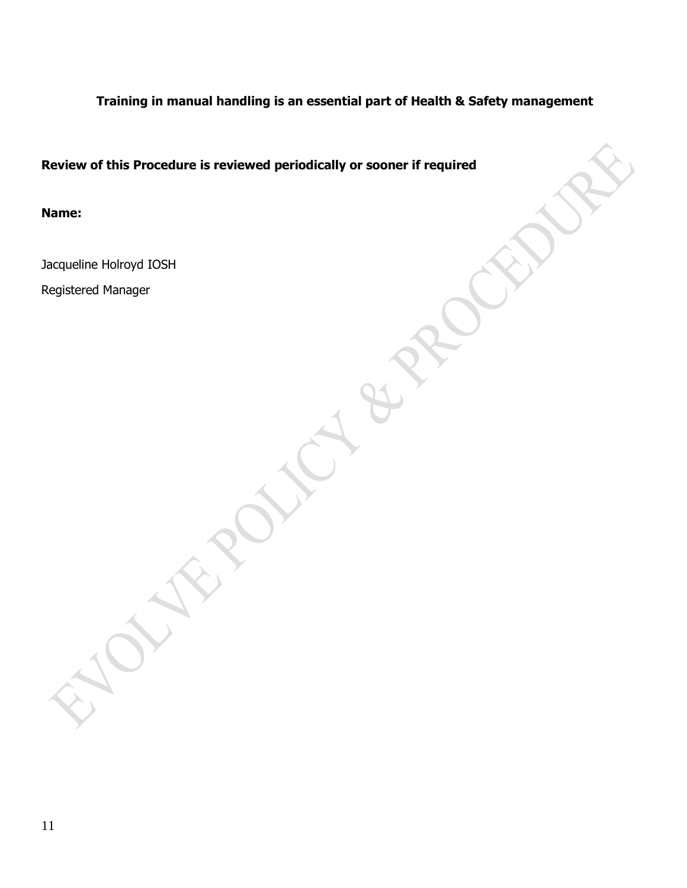**Training in manual handling is an essential part of Health & Safety management**

**Review of this Procedure is reviewed periodically or sooner if required**

**Name:**

Jacqueline Holroyd IOSH

Registered Manager